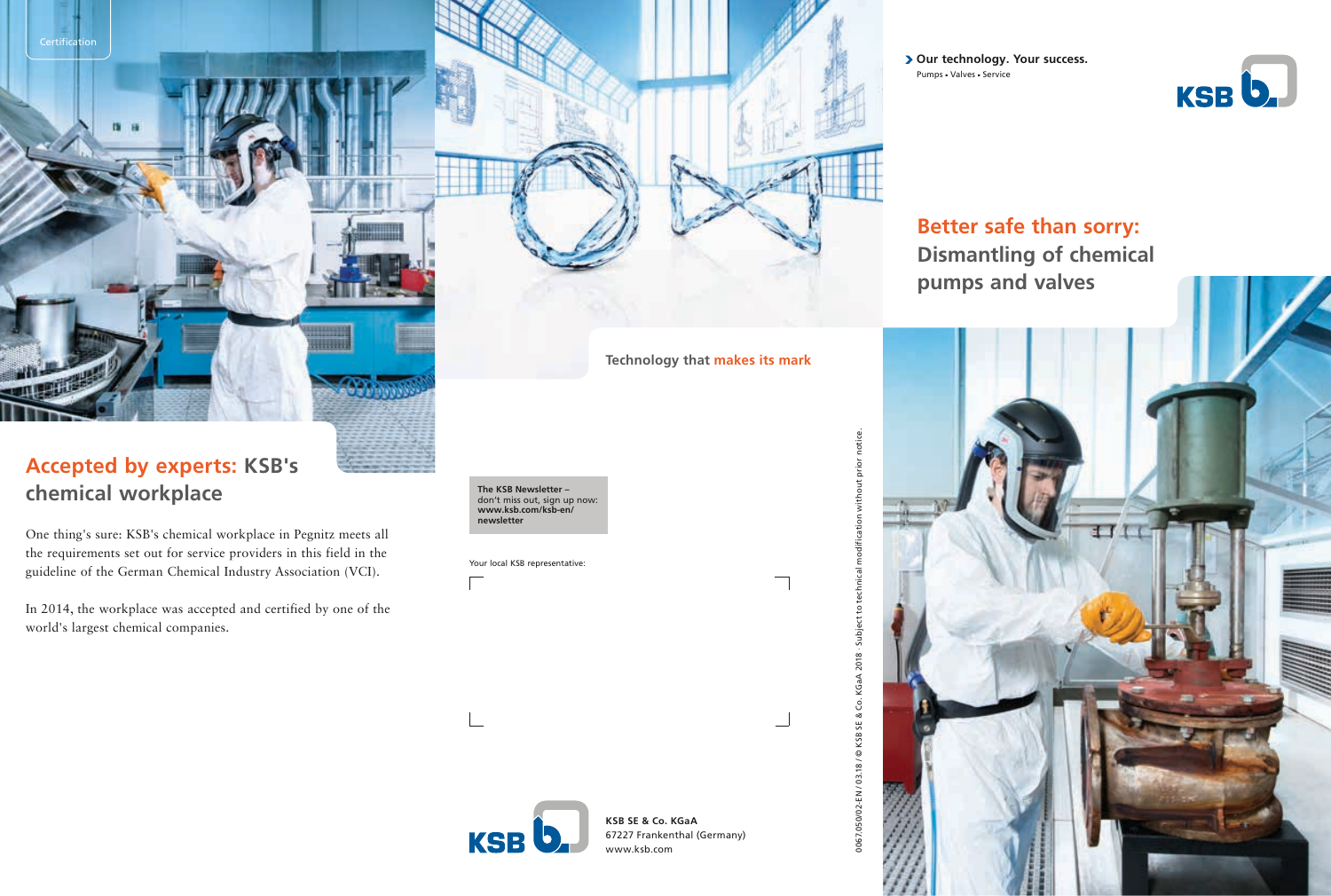Certification

## Accepted by experts: KSB's chemical workplace

One thing's sure: KSB's chemical workplace in Pegnitz meets all the requirements set out for service providers in this field in the guideline of the German Chemical Industry Association (VCI).

In 2014, the workplace was accepted and certified by one of the world's largest chemical companies.

Technology that makes its mark

**The KSB Newsletter –** don't miss out, sign up now: **www.ksb.com/ksb-en/newsletter**

Your local KSB representative:

**KSB SE & Co. KGaA**
67227 Frankenthal (Germany)
www.ksb.com

0067.050/02-EN / 03.18 / © KSB SE & Co. KGaA 2018 · Subject to technical modification without prior notice.

**Our technology. Your success.**
Pumps • Valves • Service

# Better safe than sorry: Dismantling of chemical pumps and valves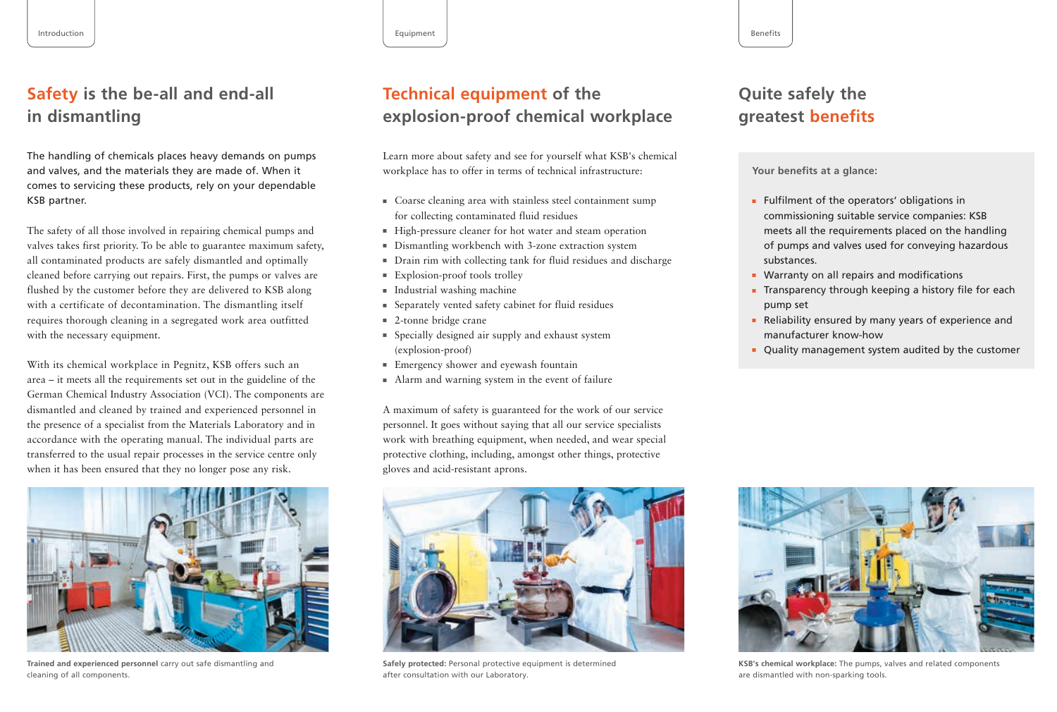Introduction

# **Safety** is the be-all and end-all in dismantling

The handling of chemicals places heavy demands on pumps and valves, and the materials they are made of. When it comes to servicing these products, rely on your dependable KSB partner.

The safety of all those involved in repairing chemical pumps and valves takes first priority. To be able to guarantee maximum safety, all contaminated products are safely dismantled and optimally cleaned before carrying out repairs. First, the pumps or valves are flushed by the customer before they are delivered to KSB along with a certificate of decontamination. The dismantling itself requires thorough cleaning in a segregated work area outfitted with the necessary equipment.

With its chemical workplace in Pegnitz, KSB offers such an area – it meets all the requirements set out in the guideline of the German Chemical Industry Association (VCI). The components are dismantled and cleaned by trained and experienced personnel in the presence of a specialist from the Materials Laboratory and in accordance with the operating manual. The individual parts are transferred to the usual repair processes in the service centre only when it has been ensured that they no longer pose any risk.

**Trained and experienced personnel** carry out safe dismantling and cleaning of all components.

Equipment

# **Technical equipment** of the explosion-proof chemical workplace

Learn more about safety and see for yourself what KSB's chemical workplace has to offer in terms of technical infrastructure:

- Coarse cleaning area with stainless steel containment sump for collecting contaminated fluid residues
- High-pressure cleaner for hot water and steam operation
- Dismantling workbench with 3-zone extraction system
- Drain rim with collecting tank for fluid residues and discharge
- Explosion-proof tools trolley
- Industrial washing machine
- Separately vented safety cabinet for fluid residues
- 2-tonne bridge crane
- Specially designed air supply and exhaust system (explosion-proof)
- Emergency shower and eyewash fountain
- Alarm and warning system in the event of failure

A maximum of safety is guaranteed for the work of our service personnel. It goes without saying that all our service specialists work with breathing equipment, when needed, and wear special protective clothing, including, amongst other things, protective gloves and acid-resistant aprons.

**Safely protected:** Personal protective equipment is determined after consultation with our Laboratory.

Benefits

# Quite safely the greatest **benefits**

**Your benefits at a glance:**

- Fulfilment of the operators' obligations in commissioning suitable service companies: KSB meets all the requirements placed on the handling of pumps and valves used for conveying hazardous substances.
- Warranty on all repairs and modifications
- Transparency through keeping a history file for each pump set
- Reliability ensured by many years of experience and manufacturer know-how
- Quality management system audited by the customer

**KSB's chemical workplace:** The pumps, valves and related components are dismantled with non-sparking tools.